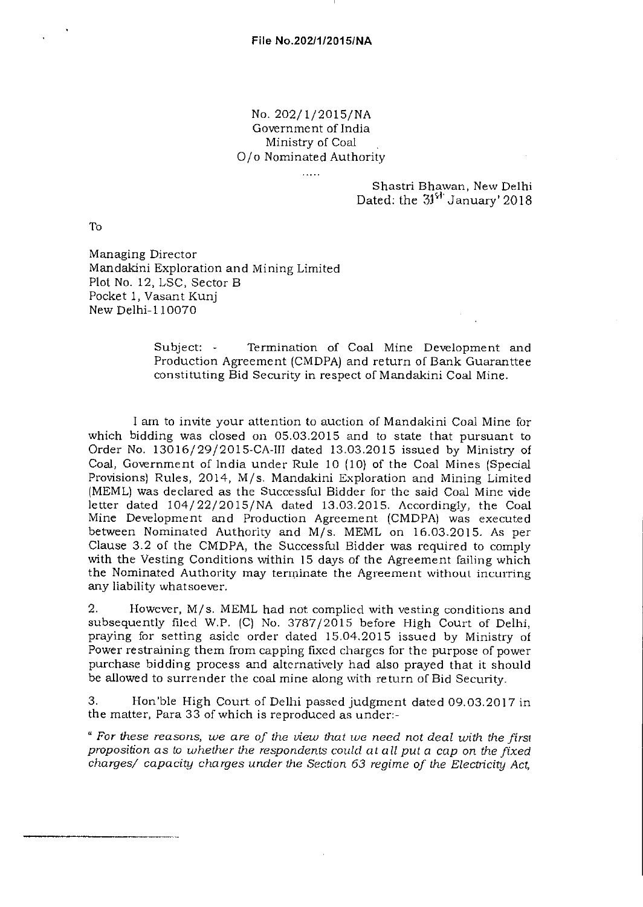No. 202/1/2015/NA
Government of India
Ministry of Coal
O/o Nominated Authority

.....

Shastri Bhawan, New Delhi
Dated: the 31st January' 2018

To

Managing Director
Mandakini Exploration and Mining Limited
Plot No. 12, LSC, Sector B
Pocket 1, Vasant Kunj
New Delhi-110070

Subject: - Termination of Coal Mine Development and Production Agreement (CMDPA) and return of Bank Guaranttee constituting Bid Security in respect of Mandakini Coal Mine.

I am to invite your attention to auction of Mandakini Coal Mine for which bidding was closed on 05.03.2015 and to state that pursuant to Order No. 13016/29/2015-CA-III dated 13.03.2015 issued by Ministry of Coal, Government of India under Rule 10 (10) of the Coal Mines (Special Provisions) Rules, 2014, M/s. Mandakini Exploration and Mining Limited (MEML) was declared as the Successful Bidder for the said Coal Mine vide letter dated 104/22/2015/NA dated 13.03.2015. Accordingly, the Coal Mine Development and Production Agreement (CMDPA) was executed between Nominated Authority and M/s. MEML on 16.03.2015. As per Clause 3.2 of the CMDPA, the Successful Bidder was required to comply with the Vesting Conditions within 15 days of the Agreement failing which the Nominated Authority may terminate the Agreement without incurring any liability whatsoever.

2. However, M/s. MEML had not complied with vesting conditions and subsequently filed W.P. (C) No. 3787/2015 before High Court of Delhi, praying for setting aside order dated 15.04.2015 issued by Ministry of Power restraining them from capping fixed charges for the purpose of power purchase bidding process and alternatively had also prayed that it should be allowed to surrender the coal mine along with return of Bid Security.

3. Hon'ble High Court of Delhi passed judgment dated 09.03.2017 in the matter, Para 33 of which is reproduced as under:-

" *For these reasons, we are of the view that we need not deal with the first proposition as to whether the respondents could at all put a cap on the fixed charges/ capacity charges under the Section 63 regime of the Electricity Act,*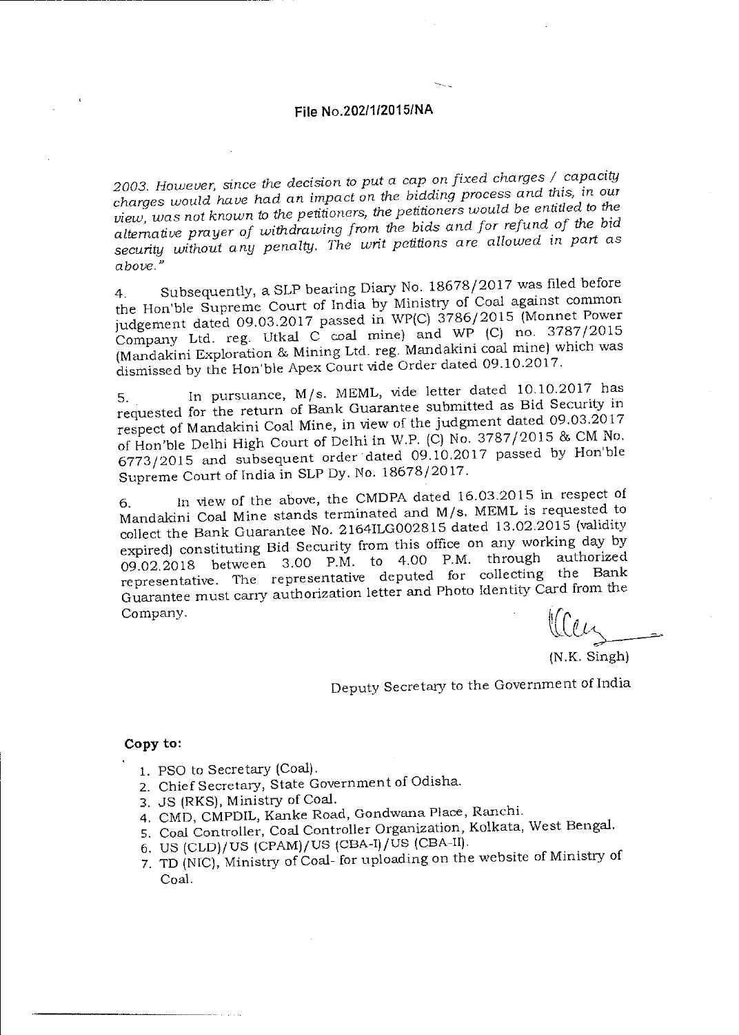File No.202/1/2015/NA

*2003. However, since the decision to put a cap on fixed charges / capacity charges would have had an impact on the bidding process and this, in our view, was not known to the petitioners, the petitioners would be entitled to the alternative prayer of withdrawing from the bids and for refund of the bid security without any penalty. The writ petitions are allowed in part as above."*

4. Subsequently, a SLP bearing Diary No. 18678/2017 was filed before the Hon'ble Supreme Court of India by Ministry of Coal against common judgement dated 09.03.2017 passed in WP(C) 3786/2015 (Monnet Power Company Ltd. reg. Utkal C coal mine) and WP (C) no. 3787/2015 (Mandakini Exploration & Mining Ltd. reg. Mandakini coal mine) which was dismissed by the Hon'ble Apex Court vide Order dated 09.10.2017.

5. In pursuance, M/s. MEML, vide letter dated 10.10.2017 has requested for the return of Bank Guarantee submitted as Bid Security in respect of Mandakini Coal Mine, in view of the judgment dated 09.03.2017 of Hon'ble Delhi High Court of Delhi in W.P. (C) No. 3787/2015 & CM No. 6773/2015 and subsequent order dated 09.10.2017 passed by Hon'ble Supreme Court of India in SLP Dy. No. 18678/2017.

6. In view of the above, the CMDPA dated 16.03.2015 in respect of Mandakini Coal Mine stands terminated and M/s. MEML is requested to collect the Bank Guarantee No. 2164ILG002815 dated 13.02.2015 (validity expired) constituting Bid Security from this office on any working day by 09.02.2018 between 3.00 P.M. to 4.00 P.M. through authorized representative. The representative deputed for collecting the Bank Guarantee must carry authorization letter and Photo Identity Card from the Company.

(N.K. Singh)

Deputy Secretary to the Government of India

**Copy to:**

1. PSO to Secretary (Coal).
2. Chief Secretary, State Government of Odisha.
3. JS (RKS), Ministry of Coal.
4. CMD, CMPDIL, Kanke Road, Gondwana Place, Ranchi.
5. Coal Controller, Coal Controller Organization, Kolkata, West Bengal.
6. US (CLD)/US (CPAM)/US (CBA-I)/US (CBA-II).
7. TD (NIC), Ministry of Coal- for uploading on the website of Ministry of Coal.